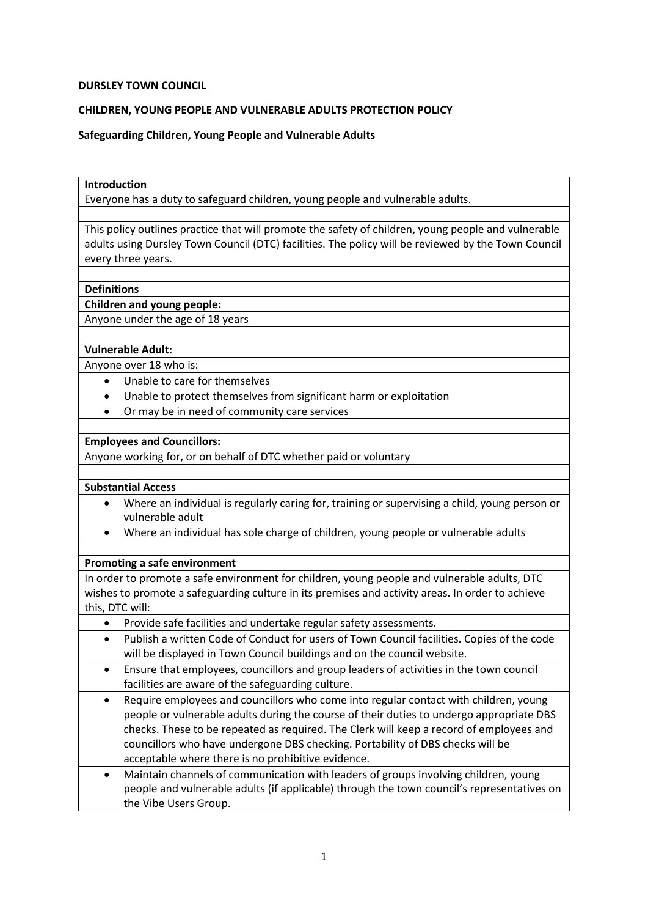**DURSLEY TOWN COUNCIL**

**CHILDREN, YOUNG PEOPLE AND VULNERABLE ADULTS PROTECTION POLICY**

**Safeguarding Children, Young People and Vulnerable Adults**

**Introduction**

Everyone has a duty to safeguard children, young people and vulnerable adults.

This policy outlines practice that will promote the safety of children, young people and vulnerable adults using Dursley Town Council (DTC) facilities. The policy will be reviewed by the Town Council every three years.

**Definitions**

**Children and young people:**

Anyone under the age of 18 years

**Vulnerable Adult:**

Anyone over 18 who is:

- Unable to care for themselves
- Unable to protect themselves from significant harm or exploitation
- Or may be in need of community care services

**Employees and Councillors:**

Anyone working for, or on behalf of DTC whether paid or voluntary

**Substantial Access**

- Where an individual is regularly caring for, training or supervising a child, young person or vulnerable adult
- Where an individual has sole charge of children, young people or vulnerable adults

**Promoting a safe environment**

In order to promote a safe environment for children, young people and vulnerable adults, DTC wishes to promote a safeguarding culture in its premises and activity areas. In order to achieve this, DTC will:

- Provide safe facilities and undertake regular safety assessments.
- Publish a written Code of Conduct for users of Town Council facilities. Copies of the code will be displayed in Town Council buildings and on the council website.
- Ensure that employees, councillors and group leaders of activities in the town council facilities are aware of the safeguarding culture.
- Require employees and councillors who come into regular contact with children, young people or vulnerable adults during the course of their duties to undergo appropriate DBS checks. These to be repeated as required. The Clerk will keep a record of employees and councillors who have undergone DBS checking. Portability of DBS checks will be acceptable where there is no prohibitive evidence.
- Maintain channels of communication with leaders of groups involving children, young people and vulnerable adults (if applicable) through the town council's representatives on the Vibe Users Group.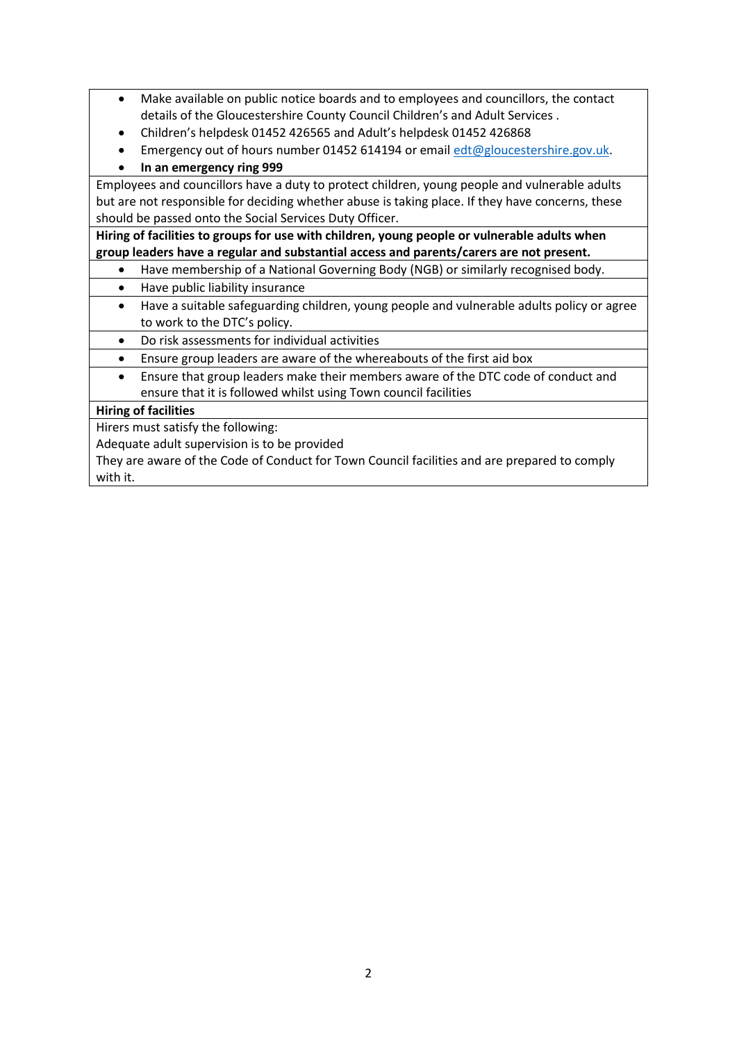- Make available on public notice boards and to employees and councillors, the contact details of the Gloucestershire County Council Children's and Adult Services .
- Children's helpdesk 01452 426565 and Adult's helpdesk 01452 426868
- Emergency out of hours number 01452 614194 or email edt@gloucestershire.gov.uk.
- **In an emergency ring 999**

Employees and councillors have a duty to protect children, young people and vulnerable adults but are not responsible for deciding whether abuse is taking place. If they have concerns, these should be passed onto the Social Services Duty Officer.

**Hiring of facilities to groups for use with children, young people or vulnerable adults when group leaders have a regular and substantial access and parents/carers are not present.**

- Have membership of a National Governing Body (NGB) or similarly recognised body.
- Have public liability insurance
- Have a suitable safeguarding children, young people and vulnerable adults policy or agree to work to the DTC's policy.
- Do risk assessments for individual activities
- Ensure group leaders are aware of the whereabouts of the first aid box
- Ensure that group leaders make their members aware of the DTC code of conduct and ensure that it is followed whilst using Town council facilities

**Hiring of facilities**

Hirers must satisfy the following:
Adequate adult supervision is to be provided
They are aware of the Code of Conduct for Town Council facilities and are prepared to comply with it.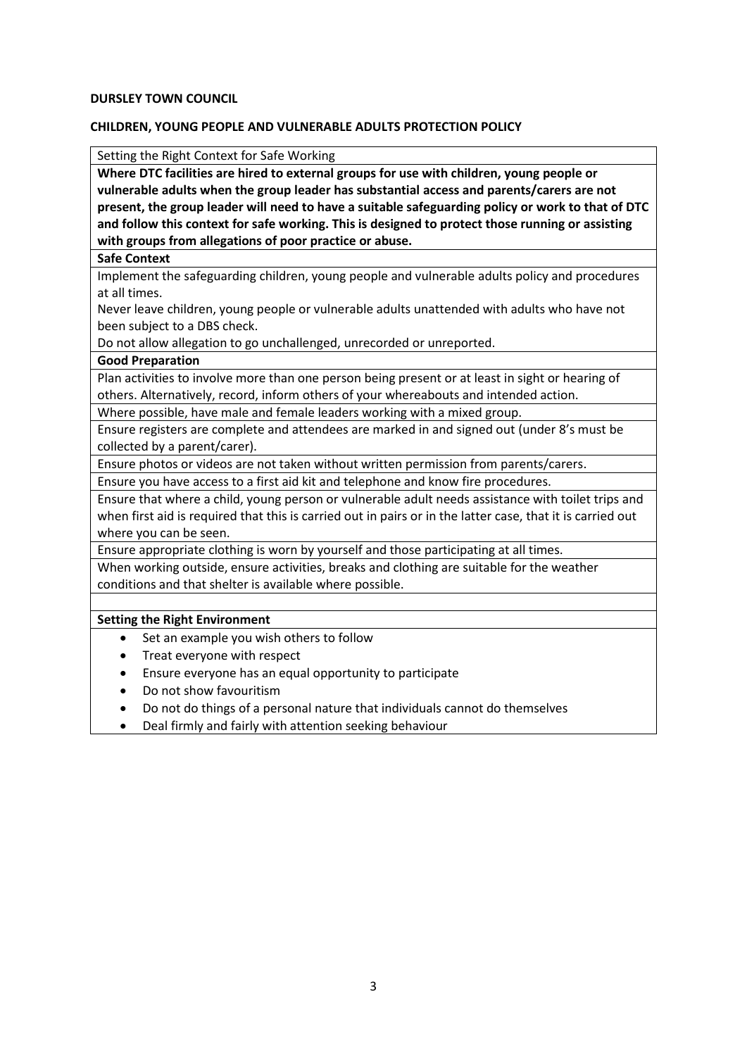**DURSLEY TOWN COUNCIL**

**CHILDREN, YOUNG PEOPLE AND VULNERABLE ADULTS PROTECTION POLICY**

| Setting the Right Context for Safe Working |
|---|
| **Where DTC facilities are hired to external groups for use with children, young people or vulnerable adults when the group leader has substantial access and parents/carers are not present, the group leader will need to have a suitable safeguarding policy or work to that of DTC and follow this context for safe working. This is designed to protect those running or assisting with groups from allegations of poor practice or abuse.** |
| **Safe Context** |
| Implement the safeguarding children, young people and vulnerable adults policy and procedures at all times.<br>Never leave children, young people or vulnerable adults unattended with adults who have not been subject to a DBS check.<br>Do not allow allegation to go unchallenged, unrecorded or unreported. |
| **Good Preparation** |
| Plan activities to involve more than one person being present or at least in sight or hearing of others. Alternatively, record, inform others of your whereabouts and intended action. |
| Where possible, have male and female leaders working with a mixed group. |
| Ensure registers are complete and attendees are marked in and signed out (under 8's must be collected by a parent/carer). |
| Ensure photos or videos are not taken without written permission from parents/carers. |
| Ensure you have access to a first aid kit and telephone and know fire procedures. |
| Ensure that where a child, young person or vulnerable adult needs assistance with toilet trips and when first aid is required that this is carried out in pairs or in the latter case, that it is carried out where you can be seen. |
| Ensure appropriate clothing is worn by yourself and those participating at all times. |
| When working outside, ensure activities, breaks and clothing are suitable for the weather conditions and that shelter is available where possible. |
| |
| **Setting the Right Environment** |
| • Set an example you wish others to follow<br>• Treat everyone with respect<br>• Ensure everyone has an equal opportunity to participate<br>• Do not show favouritism<br>• Do not do things of a personal nature that individuals cannot do themselves<br>• Deal firmly and fairly with attention seeking behaviour |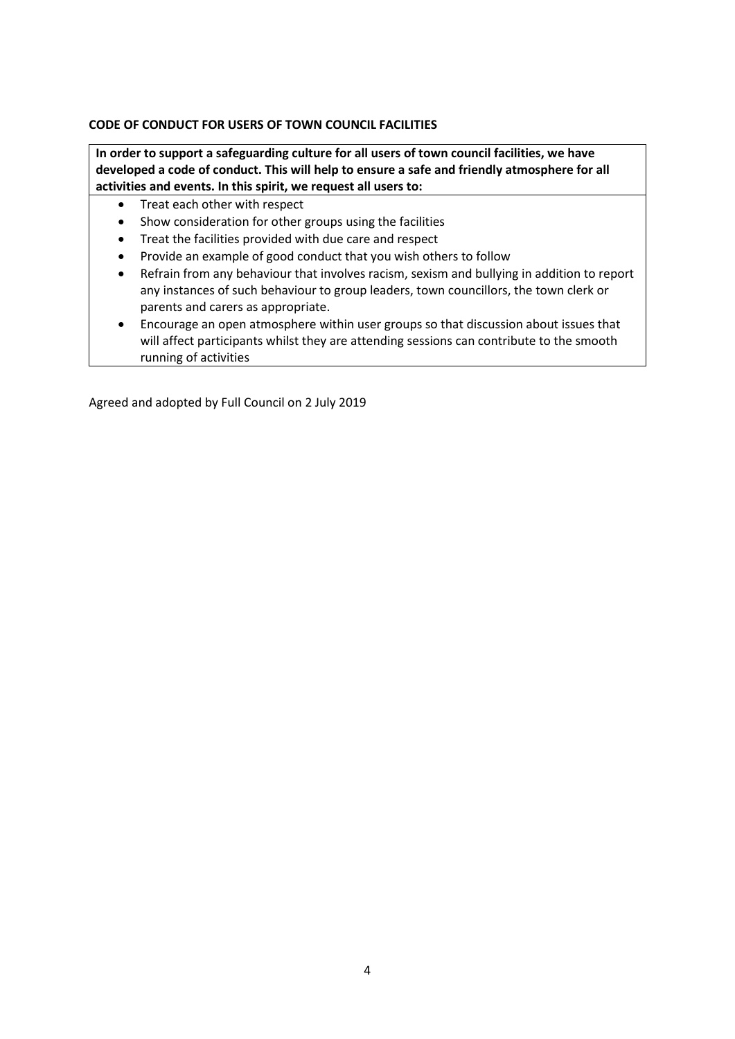**CODE OF CONDUCT FOR USERS OF TOWN COUNCIL FACILITIES**

**In order to support a safeguarding culture for all users of town council facilities, we have developed a code of conduct. This will help to ensure a safe and friendly atmosphere for all activities and events. In this spirit, we request all users to:**

- Treat each other with respect
- Show consideration for other groups using the facilities
- Treat the facilities provided with due care and respect
- Provide an example of good conduct that you wish others to follow
- Refrain from any behaviour that involves racism, sexism and bullying in addition to report any instances of such behaviour to group leaders, town councillors, the town clerk or parents and carers as appropriate.
- Encourage an open atmosphere within user groups so that discussion about issues that will affect participants whilst they are attending sessions can contribute to the smooth running of activities

Agreed and adopted by Full Council on 2 July 2019